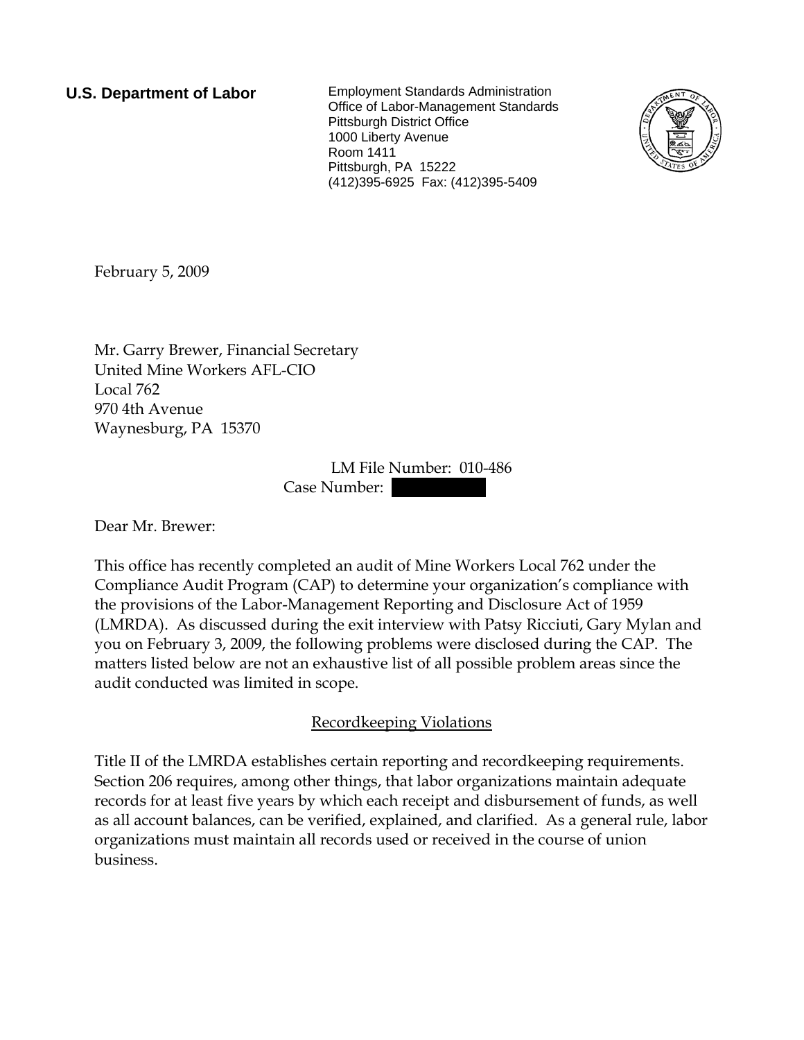**U.S. Department of Labor**

Employment Standards Administration
Office of Labor-Management Standards
Pittsburgh District Office
1000 Liberty Avenue
Room 1411
Pittsburgh, PA 15222
(412)395-6925 Fax: (412)395-5409

February 5, 2009

Mr. Garry Brewer, Financial Secretary
United Mine Workers AFL-CIO
Local 762
970 4th Avenue
Waynesburg, PA 15370

LM File Number: 010-486
Case Number:

Dear Mr. Brewer:

This office has recently completed an audit of Mine Workers Local 762 under the Compliance Audit Program (CAP) to determine your organization's compliance with the provisions of the Labor-Management Reporting and Disclosure Act of 1959 (LMRDA). As discussed during the exit interview with Patsy Ricciuti, Gary Mylan and you on February 3, 2009, the following problems were disclosed during the CAP. The matters listed below are not an exhaustive list of all possible problem areas since the audit conducted was limited in scope.

## Recordkeeping Violations

Title II of the LMRDA establishes certain reporting and recordkeeping requirements. Section 206 requires, among other things, that labor organizations maintain adequate records for at least five years by which each receipt and disbursement of funds, as well as all account balances, can be verified, explained, and clarified. As a general rule, labor organizations must maintain all records used or received in the course of union business.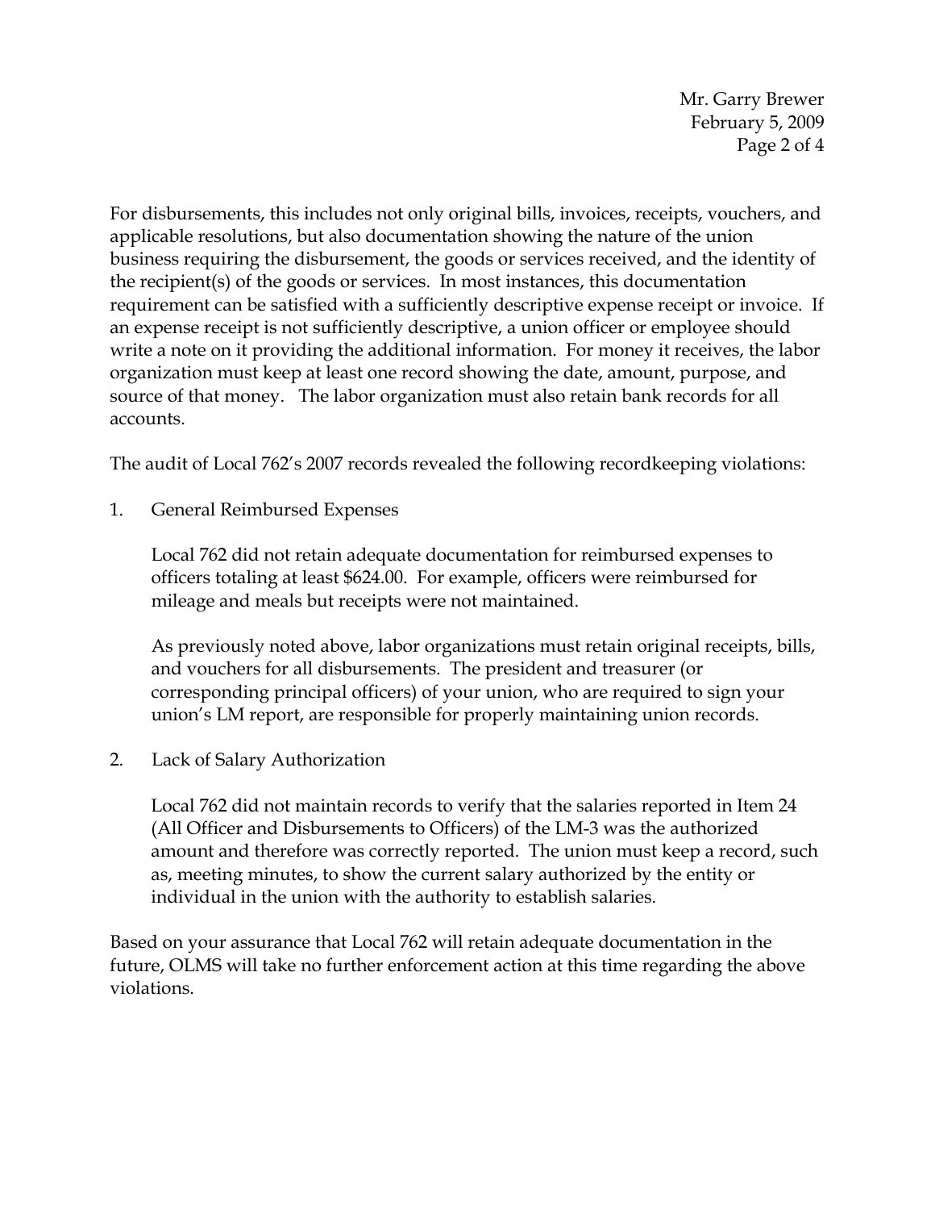For disbursements, this includes not only original bills, invoices, receipts, vouchers, and applicable resolutions, but also documentation showing the nature of the union business requiring the disbursement, the goods or services received, and the identity of the recipient(s) of the goods or services. In most instances, this documentation requirement can be satisfied with a sufficiently descriptive expense receipt or invoice. If an expense receipt is not sufficiently descriptive, a union officer or employee should write a note on it providing the additional information. For money it receives, the labor organization must keep at least one record showing the date, amount, purpose, and source of that money. The labor organization must also retain bank records for all accounts.

The audit of Local 762's 2007 records revealed the following recordkeeping violations:

1. General Reimbursed Expenses

   Local 762 did not retain adequate documentation for reimbursed expenses to officers totaling at least $624.00. For example, officers were reimbursed for mileage and meals but receipts were not maintained.

   As previously noted above, labor organizations must retain original receipts, bills, and vouchers for all disbursements. The president and treasurer (or corresponding principal officers) of your union, who are required to sign your union's LM report, are responsible for properly maintaining union records.

2. Lack of Salary Authorization

   Local 762 did not maintain records to verify that the salaries reported in Item 24 (All Officer and Disbursements to Officers) of the LM-3 was the authorized amount and therefore was correctly reported. The union must keep a record, such as, meeting minutes, to show the current salary authorized by the entity or individual in the union with the authority to establish salaries.

Based on your assurance that Local 762 will retain adequate documentation in the future, OLMS will take no further enforcement action at this time regarding the above violations.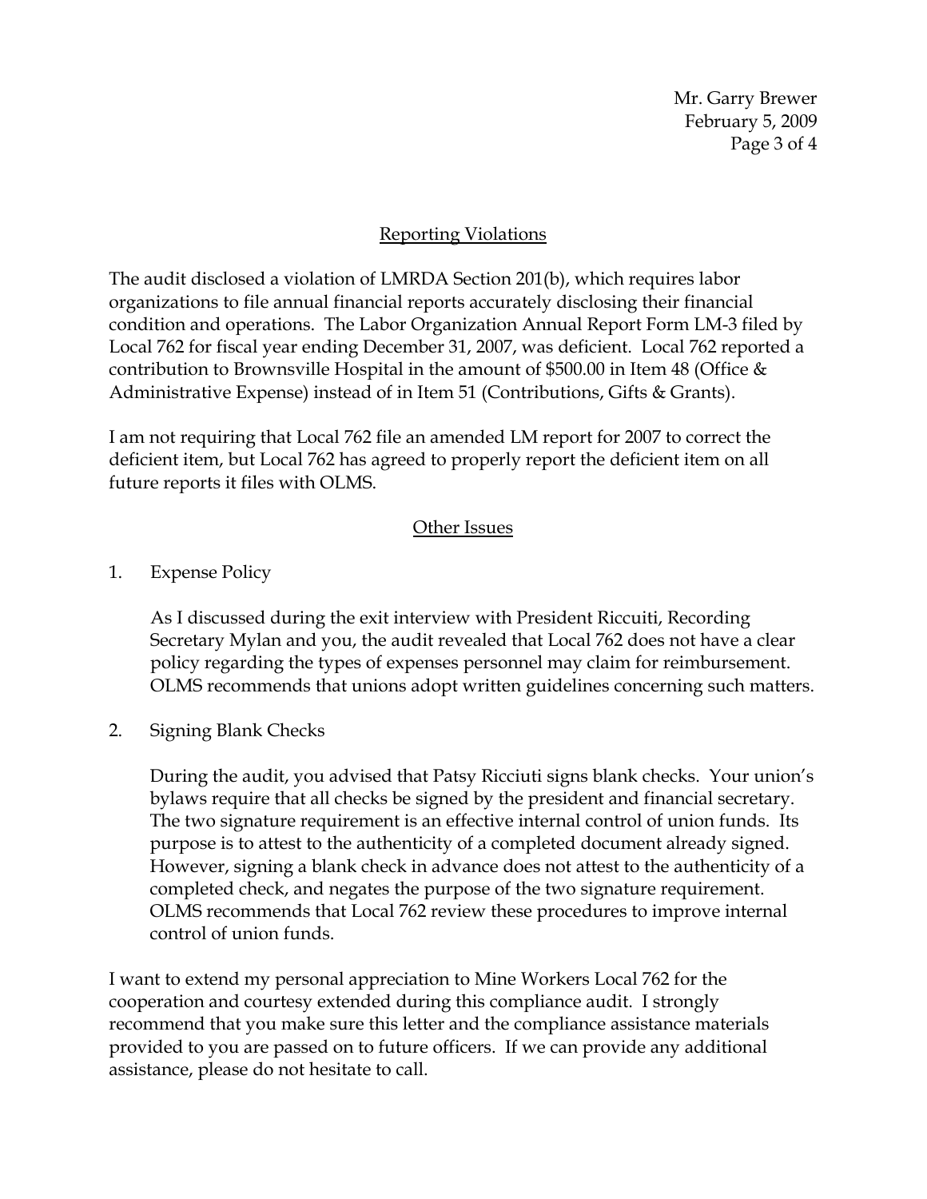## Reporting Violations

The audit disclosed a violation of LMRDA Section 201(b), which requires labor organizations to file annual financial reports accurately disclosing their financial condition and operations. The Labor Organization Annual Report Form LM-3 filed by Local 762 for fiscal year ending December 31, 2007, was deficient. Local 762 reported a contribution to Brownsville Hospital in the amount of $500.00 in Item 48 (Office & Administrative Expense) instead of in Item 51 (Contributions, Gifts & Grants).

I am not requiring that Local 762 file an amended LM report for 2007 to correct the deficient item, but Local 762 has agreed to properly report the deficient item on all future reports it files with OLMS.

## Other Issues

1. Expense Policy

   As I discussed during the exit interview with President Riccuiti, Recording Secretary Mylan and you, the audit revealed that Local 762 does not have a clear policy regarding the types of expenses personnel may claim for reimbursement. OLMS recommends that unions adopt written guidelines concerning such matters.

2. Signing Blank Checks

   During the audit, you advised that Patsy Ricciuti signs blank checks. Your union's bylaws require that all checks be signed by the president and financial secretary. The two signature requirement is an effective internal control of union funds. Its purpose is to attest to the authenticity of a completed document already signed. However, signing a blank check in advance does not attest to the authenticity of a completed check, and negates the purpose of the two signature requirement. OLMS recommends that Local 762 review these procedures to improve internal control of union funds.

I want to extend my personal appreciation to Mine Workers Local 762 for the cooperation and courtesy extended during this compliance audit. I strongly recommend that you make sure this letter and the compliance assistance materials provided to you are passed on to future officers. If we can provide any additional assistance, please do not hesitate to call.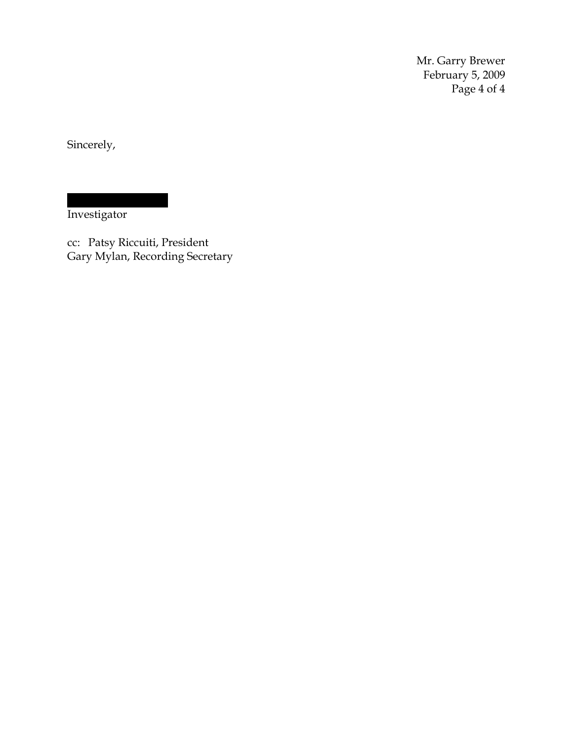Sincerely,

Investigator

cc: Patsy Riccuiti, President
Gary Mylan, Recording Secretary